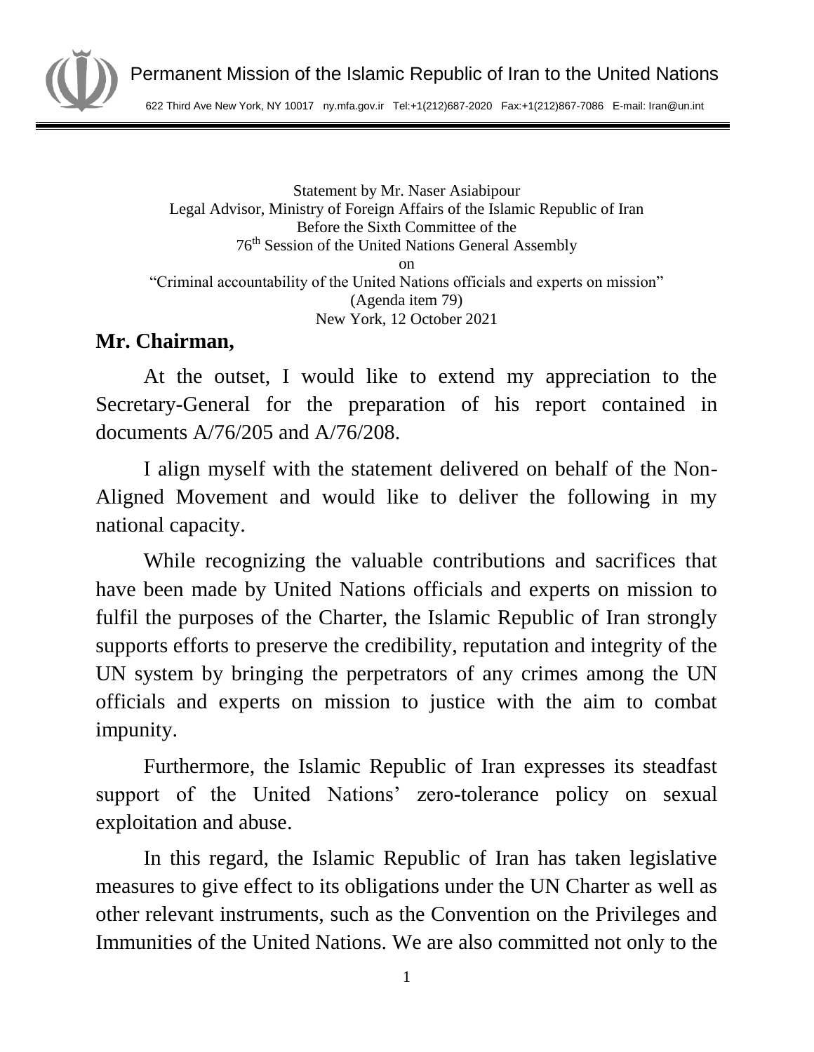Permanent Mission of the Islamic Republic of Iran to the United Nations

622 Third Ave New York, NY 10017 ny.mfa.gov.ir Tel:+1(212)687-2020 Fax:+1(212)867-7086 E-mail: Iran@un.int

Statement by Mr. Naser Asiabipour
Legal Advisor, Ministry of Foreign Affairs of the Islamic Republic of Iran
Before the Sixth Committee of the
76th Session of the United Nations General Assembly
on
"Criminal accountability of the United Nations officials and experts on mission"
(Agenda item 79)
New York, 12 October 2021

**Mr. Chairman,**

At the outset, I would like to extend my appreciation to the Secretary-General for the preparation of his report contained in documents A/76/205 and A/76/208.

I align myself with the statement delivered on behalf of the Non-Aligned Movement and would like to deliver the following in my national capacity.

While recognizing the valuable contributions and sacrifices that have been made by United Nations officials and experts on mission to fulfil the purposes of the Charter, the Islamic Republic of Iran strongly supports efforts to preserve the credibility, reputation and integrity of the UN system by bringing the perpetrators of any crimes among the UN officials and experts on mission to justice with the aim to combat impunity.

Furthermore, the Islamic Republic of Iran expresses its steadfast support of the United Nations' zero-tolerance policy on sexual exploitation and abuse.

In this regard, the Islamic Republic of Iran has taken legislative measures to give effect to its obligations under the UN Charter as well as other relevant instruments, such as the Convention on the Privileges and Immunities of the United Nations. We are also committed not only to the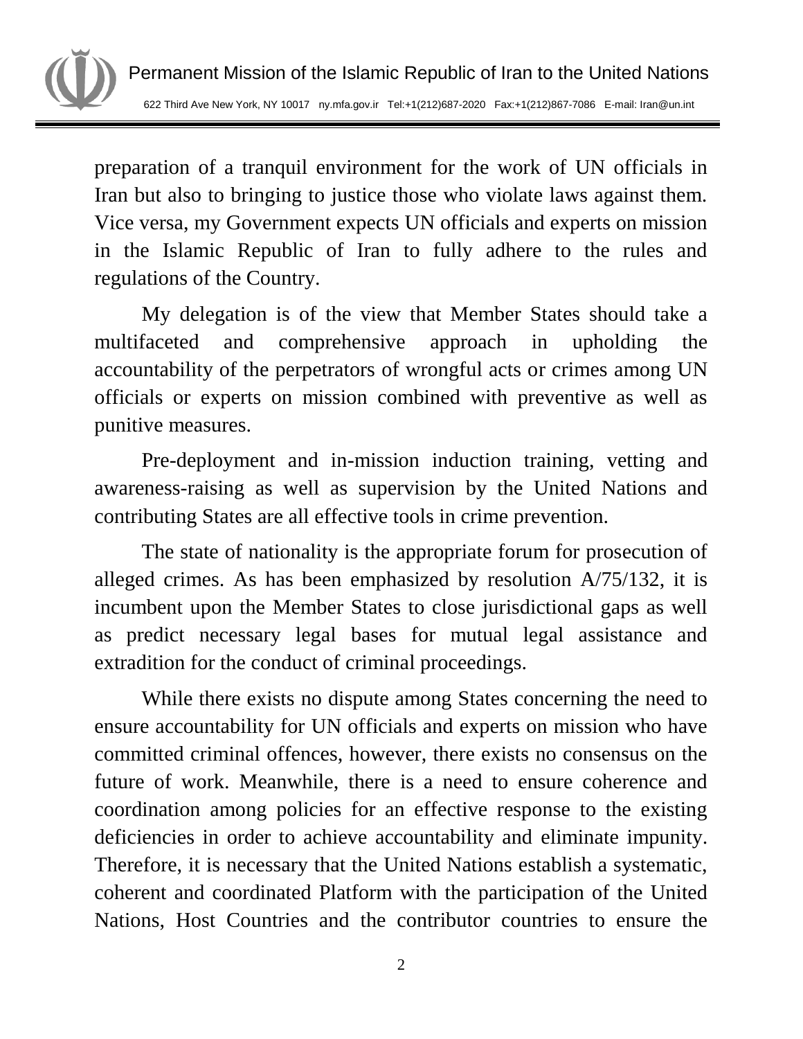preparation of a tranquil environment for the work of UN officials in Iran but also to bringing to justice those who violate laws against them. Vice versa, my Government expects UN officials and experts on mission in the Islamic Republic of Iran to fully adhere to the rules and regulations of the Country.

My delegation is of the view that Member States should take a multifaceted and comprehensive approach in upholding the accountability of the perpetrators of wrongful acts or crimes among UN officials or experts on mission combined with preventive as well as punitive measures.

Pre-deployment and in-mission induction training, vetting and awareness-raising as well as supervision by the United Nations and contributing States are all effective tools in crime prevention.

The state of nationality is the appropriate forum for prosecution of alleged crimes. As has been emphasized by resolution A/75/132, it is incumbent upon the Member States to close jurisdictional gaps as well as predict necessary legal bases for mutual legal assistance and extradition for the conduct of criminal proceedings.

While there exists no dispute among States concerning the need to ensure accountability for UN officials and experts on mission who have committed criminal offences, however, there exists no consensus on the future of work. Meanwhile, there is a need to ensure coherence and coordination among policies for an effective response to the existing deficiencies in order to achieve accountability and eliminate impunity. Therefore, it is necessary that the United Nations establish a systematic, coherent and coordinated Platform with the participation of the United Nations, Host Countries and the contributor countries to ensure the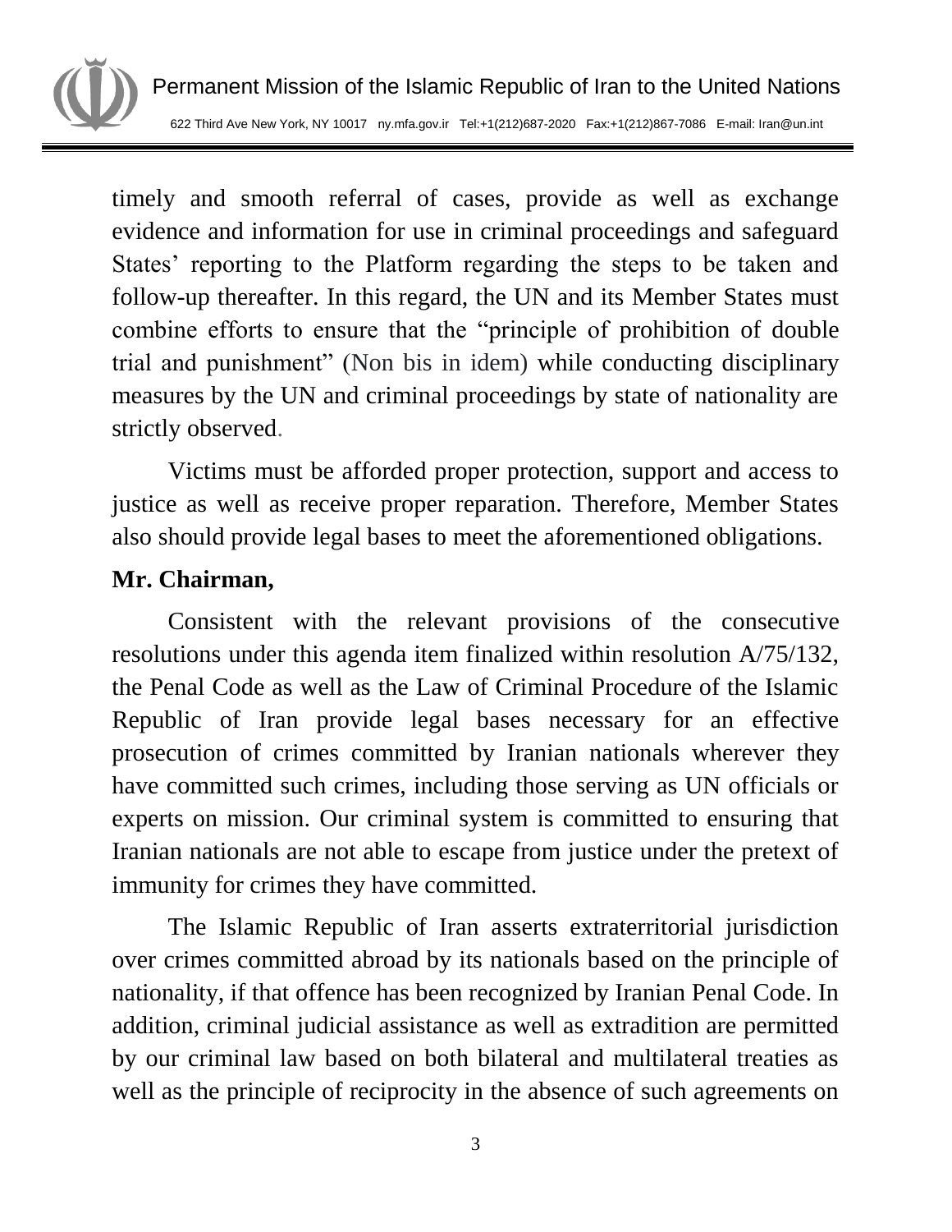timely and smooth referral of cases, provide as well as exchange evidence and information for use in criminal proceedings and safeguard States' reporting to the Platform regarding the steps to be taken and follow-up thereafter. In this regard, the UN and its Member States must combine efforts to ensure that the "principle of prohibition of double trial and punishment" (Non bis in idem) while conducting disciplinary measures by the UN and criminal proceedings by state of nationality are strictly observed.

Victims must be afforded proper protection, support and access to justice as well as receive proper reparation. Therefore, Member States also should provide legal bases to meet the aforementioned obligations.

**Mr. Chairman,**

Consistent with the relevant provisions of the consecutive resolutions under this agenda item finalized within resolution A/75/132, the Penal Code as well as the Law of Criminal Procedure of the Islamic Republic of Iran provide legal bases necessary for an effective prosecution of crimes committed by Iranian nationals wherever they have committed such crimes, including those serving as UN officials or experts on mission. Our criminal system is committed to ensuring that Iranian nationals are not able to escape from justice under the pretext of immunity for crimes they have committed.

The Islamic Republic of Iran asserts extraterritorial jurisdiction over crimes committed abroad by its nationals based on the principle of nationality, if that offence has been recognized by Iranian Penal Code. In addition, criminal judicial assistance as well as extradition are permitted by our criminal law based on both bilateral and multilateral treaties as well as the principle of reciprocity in the absence of such agreements on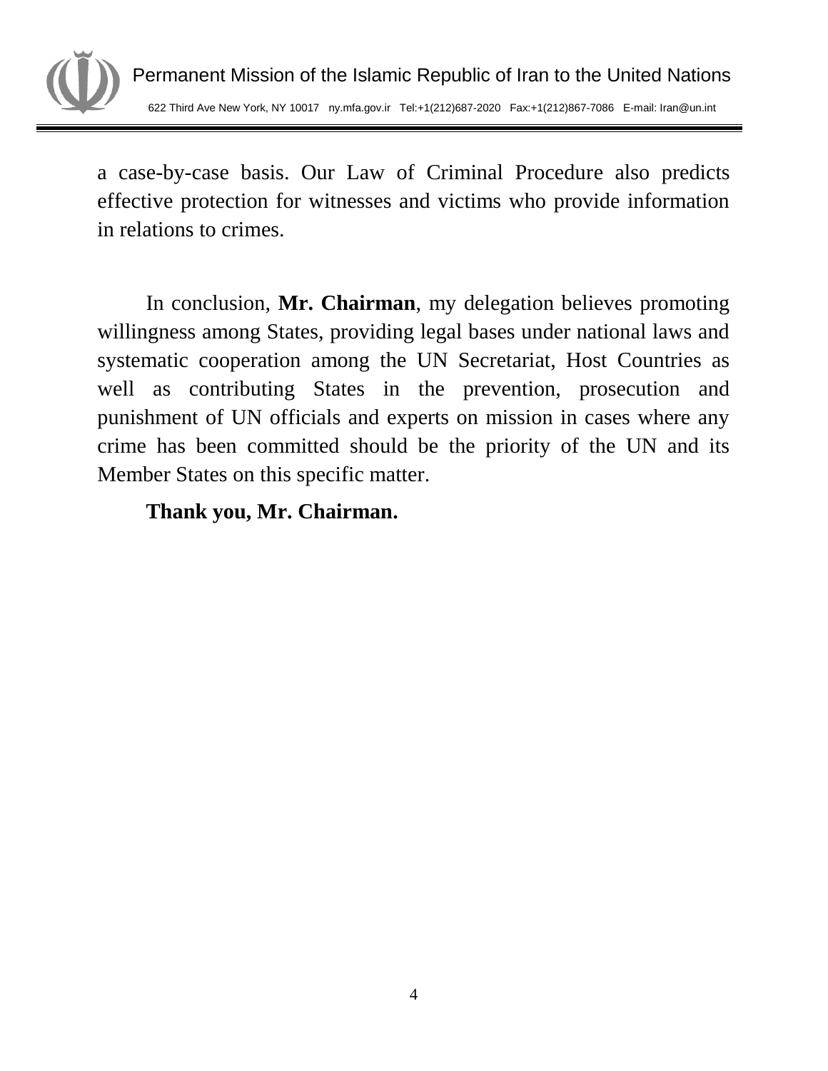a case-by-case basis. Our Law of Criminal Procedure also predicts effective protection for witnesses and victims who provide information in relations to crimes.

In conclusion, **Mr. Chairman**, my delegation believes promoting willingness among States, providing legal bases under national laws and systematic cooperation among the UN Secretariat, Host Countries as well as contributing States in the prevention, prosecution and punishment of UN officials and experts on mission in cases where any crime has been committed should be the priority of the UN and its Member States on this specific matter.

**Thank you, Mr. Chairman.**